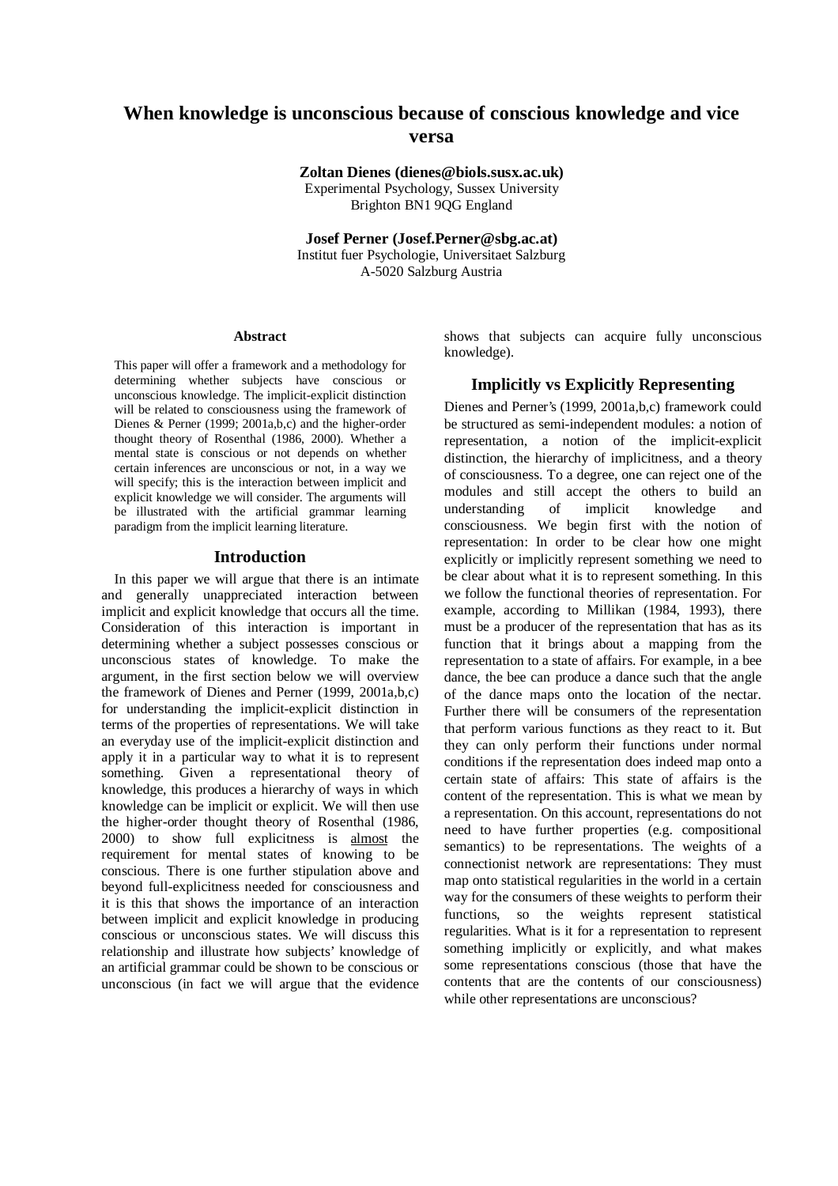# When knowledge is unconscious because of conscious knowledge and vice versa

**Zoltan Dienes (dienes@biols.susx.ac.uk)**
Experimental Psychology, Sussex University
Brighton BN1 9QG England

**Josef Perner (Josef.Perner@sbg.ac.at)**
Institut fuer Psychologie, Universitaet Salzburg
A-5020 Salzburg Austria

### Abstract

This paper will offer a framework and a methodology for determining whether subjects have conscious or unconscious knowledge. The implicit-explicit distinction will be related to consciousness using the framework of Dienes & Perner (1999; 2001a,b,c) and the higher-order thought theory of Rosenthal (1986, 2000). Whether a mental state is conscious or not depends on whether certain inferences are unconscious or not, in a way we will specify; this is the interaction between implicit and explicit knowledge we will consider. The arguments will be illustrated with the artificial grammar learning paradigm from the implicit learning literature.

## Introduction

In this paper we will argue that there is an intimate and generally unappreciated interaction between implicit and explicit knowledge that occurs all the time. Consideration of this interaction is important in determining whether a subject possesses conscious or unconscious states of knowledge. To make the argument, in the first section below we will overview the framework of Dienes and Perner (1999, 2001a,b,c) for understanding the implicit-explicit distinction in terms of the properties of representations. We will take an everyday use of the implicit-explicit distinction and apply it in a particular way to what it is to represent something. Given a representational theory of knowledge, this produces a hierarchy of ways in which knowledge can be implicit or explicit. We will then use the higher-order thought theory of Rosenthal (1986, 2000) to show full explicitness is <u>almost</u> the requirement for mental states of knowing to be conscious. There is one further stipulation above and beyond full-explicitness needed for consciousness and it is this that shows the importance of an interaction between implicit and explicit knowledge in producing conscious or unconscious states. We will discuss this relationship and illustrate how subjects' knowledge of an artificial grammar could be shown to be conscious or unconscious (in fact we will argue that the evidence shows that subjects can acquire fully unconscious knowledge).

## Implicitly vs Explicitly Representing

Dienes and Perner's (1999, 2001a,b,c) framework could be structured as semi-independent modules: a notion of representation, a notion of the implicit-explicit distinction, the hierarchy of implicitness, and a theory of consciousness. To a degree, one can reject one of the modules and still accept the others to build an understanding of implicit knowledge and consciousness. We begin first with the notion of representation: In order to be clear how one might explicitly or implicitly represent something we need to be clear about what it is to represent something. In this we follow the functional theories of representation. For example, according to Millikan (1984, 1993), there must be a producer of the representation that has as its function that it brings about a mapping from the representation to a state of affairs. For example, in a bee dance, the bee can produce a dance such that the angle of the dance maps onto the location of the nectar. Further there will be consumers of the representation that perform various functions as they react to it. But they can only perform their functions under normal conditions if the representation does indeed map onto a certain state of affairs: This state of affairs is the content of the representation. This is what we mean by a representation. On this account, representations do not need to have further properties (e.g. compositional semantics) to be representations. The weights of a connectionist network are representations: They must map onto statistical regularities in the world in a certain way for the consumers of these weights to perform their functions, so the weights represent statistical regularities. What is it for a representation to represent something implicitly or explicitly, and what makes some representations conscious (those that have the contents that are the contents of our consciousness) while other representations are unconscious?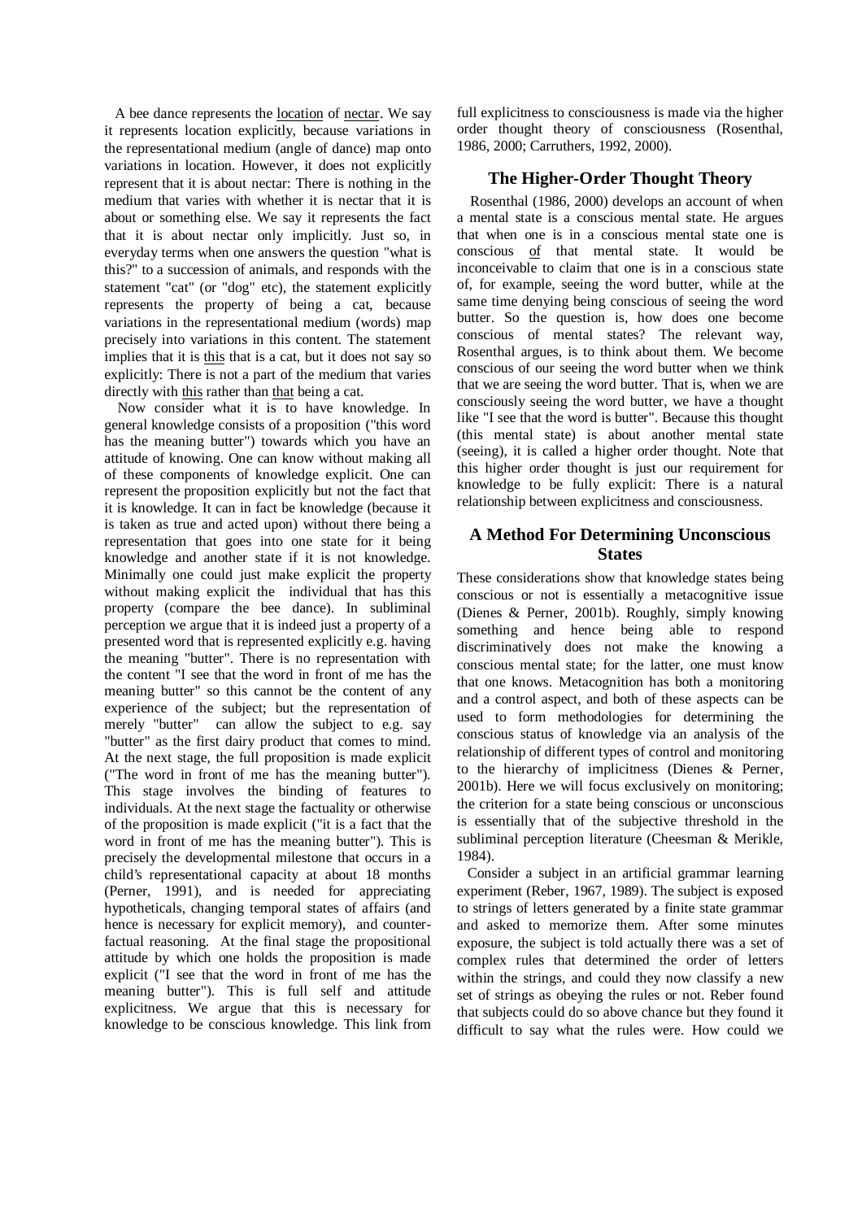A bee dance represents the location of nectar. We say it represents location explicitly, because variations in the representational medium (angle of dance) map onto variations in location. However, it does not explicitly represent that it is about nectar: There is nothing in the medium that varies with whether it is nectar that it is about or something else. We say it represents the fact that it is about nectar only implicitly. Just so, in everyday terms when one answers the question "what is this?" to a succession of animals, and responds with the statement "cat" (or "dog" etc), the statement explicitly represents the property of being a cat, because variations in the representational medium (words) map precisely into variations in this content. The statement implies that it is this that is a cat, but it does not say so explicitly: There is not a part of the medium that varies directly with this rather than that being a cat.

Now consider what it is to have knowledge. In general knowledge consists of a proposition ("this word has the meaning butter") towards which you have an attitude of knowing. One can know without making all of these components of knowledge explicit. One can represent the proposition explicitly but not the fact that it is knowledge. It can in fact be knowledge (because it is taken as true and acted upon) without there being a representation that goes into one state for it being knowledge and another state if it is not knowledge. Minimally one could just make explicit the property without making explicit the individual that has this property (compare the bee dance). In subliminal perception we argue that it is indeed just a property of a presented word that is represented explicitly e.g. having the meaning "butter". There is no representation with the content "I see that the word in front of me has the meaning butter" so this cannot be the content of any experience of the subject; but the representation of merely "butter" can allow the subject to e.g. say "butter" as the first dairy product that comes to mind. At the next stage, the full proposition is made explicit ("The word in front of me has the meaning butter"). This stage involves the binding of features to individuals. At the next stage the factuality or otherwise of the proposition is made explicit ("it is a fact that the word in front of me has the meaning butter"). This is precisely the developmental milestone that occurs in a child's representational capacity at about 18 months (Perner, 1991), and is needed for appreciating hypotheticals, changing temporal states of affairs (and hence is necessary for explicit memory), and counter-factual reasoning. At the final stage the propositional attitude by which one holds the proposition is made explicit ("I see that the word in front of me has the meaning butter"). This is full self and attitude explicitness. We argue that this is necessary for knowledge to be conscious knowledge. This link from full explicitness to consciousness is made via the higher order thought theory of consciousness (Rosenthal, 1986, 2000; Carruthers, 1992, 2000).

## The Higher-Order Thought Theory

Rosenthal (1986, 2000) develops an account of when a mental state is a conscious mental state. He argues that when one is in a conscious mental state one is conscious of that mental state. It would be inconceivable to claim that one is in a conscious state of, for example, seeing the word butter, while at the same time denying being conscious of seeing the word butter. So the question is, how does one become conscious of mental states? The relevant way, Rosenthal argues, is to think about them. We become conscious of our seeing the word butter when we think that we are seeing the word butter. That is, when we are consciously seeing the word butter, we have a thought like "I see that the word is butter". Because this thought (this mental state) is about another mental state (seeing), it is called a higher order thought. Note that this higher order thought is just our requirement for knowledge to be fully explicit: There is a natural relationship between explicitness and consciousness.

## A Method For Determining Unconscious States

These considerations show that knowledge states being conscious or not is essentially a metacognitive issue (Dienes & Perner, 2001b). Roughly, simply knowing something and hence being able to respond discriminatively does not make the knowing a conscious mental state; for the latter, one must know that one knows. Metacognition has both a monitoring and a control aspect, and both of these aspects can be used to form methodologies for determining the conscious status of knowledge via an analysis of the relationship of different types of control and monitoring to the hierarchy of implicitness (Dienes & Perner, 2001b). Here we will focus exclusively on monitoring; the criterion for a state being conscious or unconscious is essentially that of the subjective threshold in the subliminal perception literature (Cheesman & Merikle, 1984).

Consider a subject in an artificial grammar learning experiment (Reber, 1967, 1989). The subject is exposed to strings of letters generated by a finite state grammar and asked to memorize them. After some minutes exposure, the subject is told actually there was a set of complex rules that determined the order of letters within the strings, and could they now classify a new set of strings as obeying the rules or not. Reber found that subjects could do so above chance but they found it difficult to say what the rules were. How could we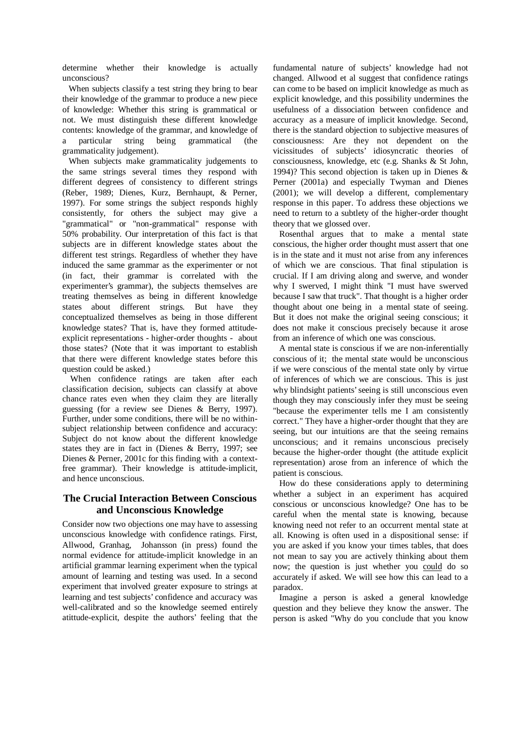determine whether their knowledge is actually unconscious?

When subjects classify a test string they bring to bear their knowledge of the grammar to produce a new piece of knowledge: Whether this string is grammatical or not. We must distinguish these different knowledge contents: knowledge of the grammar, and knowledge of a particular string being grammatical (the grammaticality judgement).

When subjects make grammaticality judgements to the same strings several times they respond with different degrees of consistency to different strings (Reber, 1989; Dienes, Kurz, Bernhaupt, & Perner, 1997). For some strings the subject responds highly consistently, for others the subject may give a "grammatical" or "non-grammatical" response with 50% probability. Our interpretation of this fact is that subjects are in different knowledge states about the different test strings. Regardless of whether they have induced the same grammar as the experimenter or not (in fact, their grammar is correlated with the experimenter's grammar), the subjects themselves are treating themselves as being in different knowledge states about different strings. But have they conceptualized themselves as being in those different knowledge states? That is, have they formed attitude-explicit representations - higher-order thoughts - about those states? (Note that it was important to establish that there were different knowledge states before this question could be asked.)

When confidence ratings are taken after each classification decision, subjects can classify at above chance rates even when they claim they are literally guessing (for a review see Dienes & Berry, 1997). Further, under some conditions, there will be no within-subject relationship between confidence and accuracy: Subject do not know about the different knowledge states they are in fact in (Dienes & Berry, 1997; see Dienes & Perner, 2001c for this finding with a context-free grammar). Their knowledge is attitude-implicit, and hence unconscious.

## The Crucial Interaction Between Conscious and Unconscious Knowledge

Consider now two objections one may have to assessing unconscious knowledge with confidence ratings. First, Allwood, Granhag, Johansson (in press) found the normal evidence for attitude-implicit knowledge in an artificial grammar learning experiment when the typical amount of learning and testing was used. In a second experiment that involved greater exposure to strings at learning and test subjects' confidence and accuracy was well-calibrated and so the knowledge seemed entirely atittude-explicit, despite the authors' feeling that the fundamental nature of subjects' knowledge had not changed. Allwood et al suggest that confidence ratings can come to be based on implicit knowledge as much as explicit knowledge, and this possibility undermines the usefulness of a dissociation between confidence and accuracy as a measure of implicit knowledge. Second, there is the standard objection to subjective measures of consciousness: Are they not dependent on the vicissitudes of subjects' idiosyncratic theories of consciousness, knowledge, etc (e.g. Shanks & St John, 1994)? This second objection is taken up in Dienes & Perner (2001a) and especially Twyman and Dienes (2001); we will develop a different, complementary response in this paper. To address these objections we need to return to a subtlety of the higher-order thought theory that we glossed over.

Rosenthal argues that to make a mental state conscious, the higher order thought must assert that one is in the state and it must not arise from any inferences of which we are conscious. That final stipulation is crucial. If I am driving along and swerve, and wonder why I swerved, I might think "I must have swerved because I saw that truck". That thought is a higher order thought about one being in a mental state of seeing. But it does not make the original seeing conscious; it does not make it conscious precisely because it arose from an inference of which one was conscious.

A mental state is conscious if we are non-inferentially conscious of it; the mental state would be unconscious if we were conscious of the mental state only by virtue of inferences of which we are conscious. This is just why blindsight patients' seeing is still unconscious even though they may consciously infer they must be seeing "because the experimenter tells me I am consistently correct." They have a higher-order thought that they are seeing, but our intuitions are that the seeing remains unconscious; and it remains unconscious precisely because the higher-order thought (the attitude explicit representation) arose from an inference of which the patient is conscious.

How do these considerations apply to determining whether a subject in an experiment has acquired conscious or unconscious knowledge? One has to be careful when the mental state is knowing, because knowing need not refer to an occurrent mental state at all. Knowing is often used in a dispositional sense: if you are asked if you know your times tables, that does not mean to say you are actively thinking about them now; the question is just whether you could do so accurately if asked. We will see how this can lead to a paradox.

Imagine a person is asked a general knowledge question and they believe they know the answer. The person is asked "Why do you conclude that you know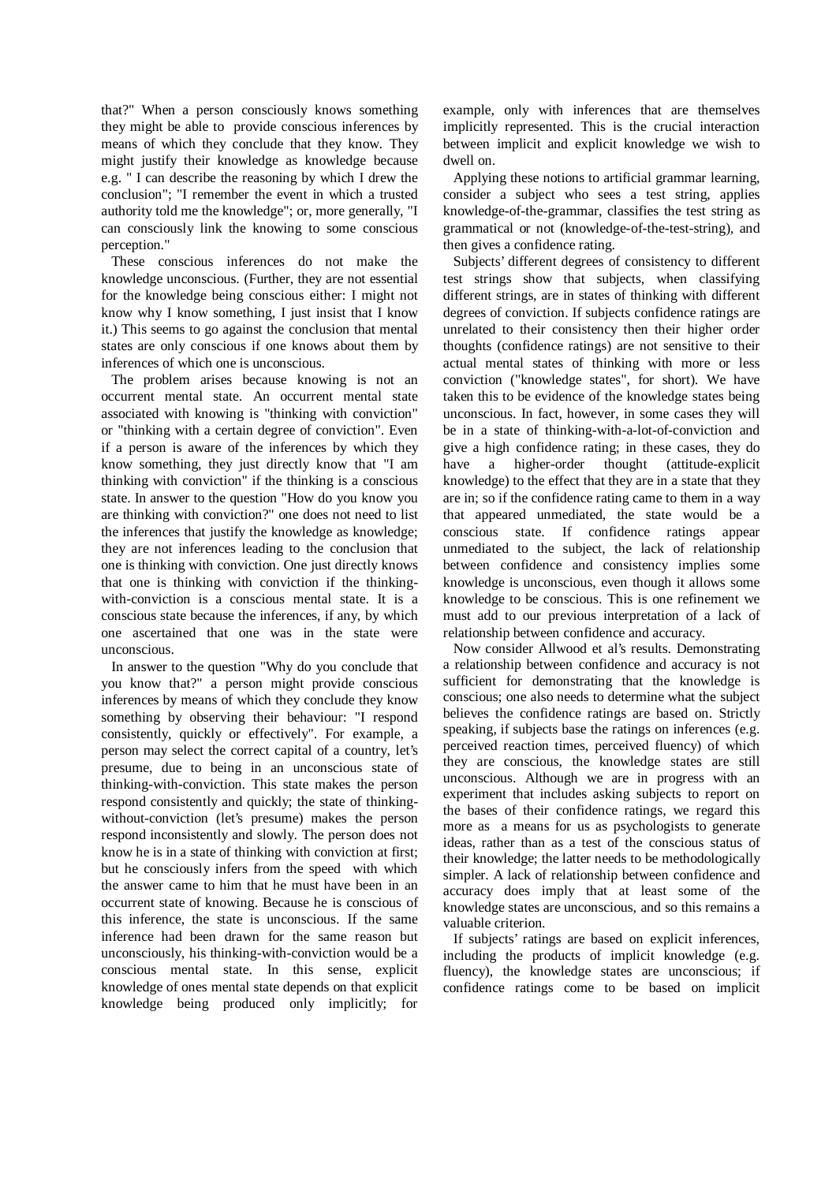that?" When a person consciously knows something they might be able to provide conscious inferences by means of which they conclude that they know. They might justify their knowledge as knowledge because e.g. " I can describe the reasoning by which I drew the conclusion"; "I remember the event in which a trusted authority told me the knowledge"; or, more generally, "I can consciously link the knowing to some conscious perception."

These conscious inferences do not make the knowledge unconscious. (Further, they are not essential for the knowledge being conscious either: I might not know why I know something, I just insist that I know it.) This seems to go against the conclusion that mental states are only conscious if one knows about them by inferences of which one is unconscious.

The problem arises because knowing is not an occurrent mental state. An occurrent mental state associated with knowing is "thinking with conviction" or "thinking with a certain degree of conviction". Even if a person is aware of the inferences by which they know something, they just directly know that "I am thinking with conviction" if the thinking is a conscious state. In answer to the question "How do you know you are thinking with conviction?" one does not need to list the inferences that justify the knowledge as knowledge; they are not inferences leading to the conclusion that one is thinking with conviction. One just directly knows that one is thinking with conviction if the thinking-with-conviction is a conscious mental state. It is a conscious state because the inferences, if any, by which one ascertained that one was in the state were unconscious.

In answer to the question "Why do you conclude that you know that?" a person might provide conscious inferences by means of which they conclude they know something by observing their behaviour: "I respond consistently, quickly or effectively". For example, a person may select the correct capital of a country, let's presume, due to being in an unconscious state of thinking-with-conviction. This state makes the person respond consistently and quickly; the state of thinking-without-conviction (let's presume) makes the person respond inconsistently and slowly. The person does not know he is in a state of thinking with conviction at first; but he consciously infers from the speed with which the answer came to him that he must have been in an occurrent state of knowing. Because he is conscious of this inference, the state is unconscious. If the same inference had been drawn for the same reason but unconsciously, his thinking-with-conviction would be a conscious mental state. In this sense, explicit knowledge of ones mental state depends on that explicit knowledge being produced only implicitly; for example, only with inferences that are themselves implicitly represented. This is the crucial interaction between implicit and explicit knowledge we wish to dwell on.

Applying these notions to artificial grammar learning, consider a subject who sees a test string, applies knowledge-of-the-grammar, classifies the test string as grammatical or not (knowledge-of-the-test-string), and then gives a confidence rating.

Subjects' different degrees of consistency to different test strings show that subjects, when classifying different strings, are in states of thinking with different degrees of conviction. If subjects confidence ratings are unrelated to their consistency then their higher order thoughts (confidence ratings) are not sensitive to their actual mental states of thinking with more or less conviction ("knowledge states", for short). We have taken this to be evidence of the knowledge states being unconscious. In fact, however, in some cases they will be in a state of thinking-with-a-lot-of-conviction and give a high confidence rating; in these cases, they do have a higher-order thought (attitude-explicit knowledge) to the effect that they are in a state that they are in; so if the confidence rating came to them in a way that appeared unmediated, the state would be a conscious state. If confidence ratings appear unmediated to the subject, the lack of relationship between confidence and consistency implies some knowledge is unconscious, even though it allows some knowledge to be conscious. This is one refinement we must add to our previous interpretation of a lack of relationship between confidence and accuracy.

Now consider Allwood et al's results. Demonstrating a relationship between confidence and accuracy is not sufficient for demonstrating that the knowledge is conscious; one also needs to determine what the subject believes the confidence ratings are based on. Strictly speaking, if subjects base the ratings on inferences (e.g. perceived reaction times, perceived fluency) of which they are conscious, the knowledge states are still unconscious. Although we are in progress with an experiment that includes asking subjects to report on the bases of their confidence ratings, we regard this more as a means for us as psychologists to generate ideas, rather than as a test of the conscious status of their knowledge; the latter needs to be methodologically simpler. A lack of relationship between confidence and accuracy does imply that at least some of the knowledge states are unconscious, and so this remains a valuable criterion.

If subjects' ratings are based on explicit inferences, including the products of implicit knowledge (e.g. fluency), the knowledge states are unconscious; if confidence ratings come to be based on implicit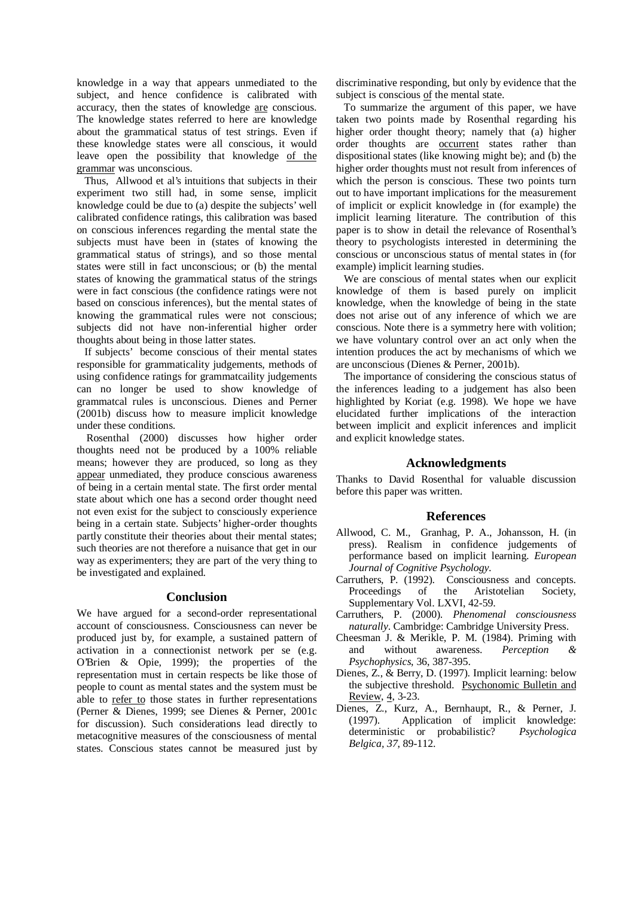knowledge in a way that appears unmediated to the subject, and hence confidence is calibrated with accuracy, then the states of knowledge are conscious. The knowledge states referred to here are knowledge about the grammatical status of test strings. Even if these knowledge states were all conscious, it would leave open the possibility that knowledge of the grammar was unconscious.

Thus, Allwood et al's intuitions that subjects in their experiment two still had, in some sense, implicit knowledge could be due to (a) despite the subjects' well calibrated confidence ratings, this calibration was based on conscious inferences regarding the mental state the subjects must have been in (states of knowing the grammatical status of strings), and so those mental states were still in fact unconscious; or (b) the mental states of knowing the grammatical status of the strings were in fact conscious (the confidence ratings were not based on conscious inferences), but the mental states of knowing the grammatical rules were not conscious; subjects did not have non-inferential higher order thoughts about being in those latter states.

If subjects' become conscious of their mental states responsible for grammaticality judgements, methods of using confidence ratings for grammatcaility judgements can no longer be used to show knowledge of grammatcal rules is unconscious. Dienes and Perner (2001b) discuss how to measure implicit knowledge under these conditions.

Rosenthal (2000) discusses how higher order thoughts need not be produced by a 100% reliable means; however they are produced, so long as they appear unmediated, they produce conscious awareness of being in a certain mental state. The first order mental state about which one has a second order thought need not even exist for the subject to consciously experience being in a certain state. Subjects' higher-order thoughts partly constitute their theories about their mental states; such theories are not therefore a nuisance that get in our way as experimenters; they are part of the very thing to be investigated and explained.

## Conclusion

We have argued for a second-order representational account of consciousness. Consciousness can never be produced just by, for example, a sustained pattern of activation in a connectionist network per se (e.g. O'Brien & Opie, 1999); the properties of the representation must in certain respects be like those of people to count as mental states and the system must be able to refer to those states in further representations (Perner & Dienes, 1999; see Dienes & Perner, 2001c for discussion). Such considerations lead directly to metacognitive measures of the consciousness of mental states. Conscious states cannot be measured just by discriminative responding, but only by evidence that the subject is conscious of the mental state.

To summarize the argument of this paper, we have taken two points made by Rosenthal regarding his higher order thought theory; namely that (a) higher order thoughts are occurrent states rather than dispositional states (like knowing might be); and (b) the higher order thoughts must not result from inferences of which the person is conscious. These two points turn out to have important implications for the measurement of implicit or explicit knowledge in (for example) the implicit learning literature. The contribution of this paper is to show in detail the relevance of Rosenthal's theory to psychologists interested in determining the conscious or unconscious status of mental states in (for example) implicit learning studies.

We are conscious of mental states when our explicit knowledge of them is based purely on implicit knowledge, when the knowledge of being in the state does not arise out of any inference of which we are conscious. Note there is a symmetry here with volition; we have voluntary control over an act only when the intention produces the act by mechanisms of which we are unconscious (Dienes & Perner, 2001b).

The importance of considering the conscious status of the inferences leading to a judgement has also been highlighted by Koriat (e.g. 1998). We hope we have elucidated further implications of the interaction between implicit and explicit inferences and implicit and explicit knowledge states.

## Acknowledgments

Thanks to David Rosenthal for valuable discussion before this paper was written.

## References

Allwood, C. M., Granhag, P. A., Johansson, H. (in press). Realism in confidence judgements of performance based on implicit learning. *European Journal of Cognitive Psychology*.

Carruthers, P. (1992). Consciousness and concepts. Proceedings of the Aristotelian Society, Supplementary Vol. LXVI, 42-59.

Carruthers, P. (2000). *Phenomenal consciousness naturally*. Cambridge: Cambridge University Press.

Cheesman J. & Merikle, P. M. (1984). Priming with and without awareness. *Perception & Psychophysics*, 36, 387-395.

Dienes, Z., & Berry, D. (1997). Implicit learning: below the subjective threshold. Psychonomic Bulletin and Review, 4, 3-23.

Dienes, Z., Kurz, A., Bernhaupt, R., & Perner, J. (1997). Application of implicit knowledge: deterministic or probabilistic? *Psychologica Belgica, 37*, 89-112.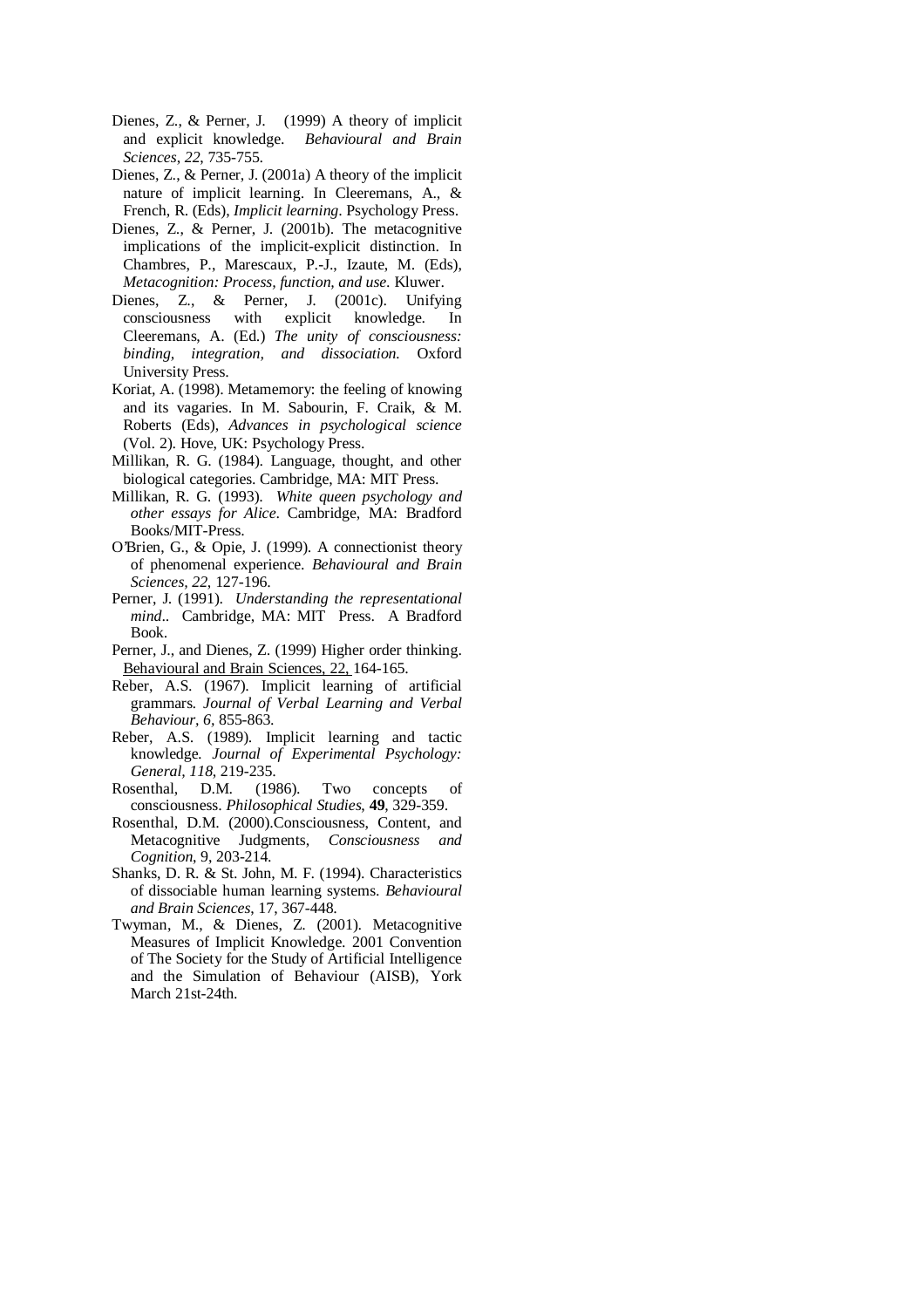Dienes, Z., & Perner, J. (1999) A theory of implicit and explicit knowledge. *Behavioural and Brain Sciences, 22*, 735-755.

Dienes, Z., & Perner, J. (2001a) A theory of the implicit nature of implicit learning. In Cleeremans, A., & French, R. (Eds), *Implicit learning*. Psychology Press.

Dienes, Z., & Perner, J. (2001b). The metacognitive implications of the implicit-explicit distinction. In Chambres, P., Marescaux, P.-J., Izaute, M. (Eds), *Metacognition: Process, function, and use.* Kluwer.

Dienes, Z., & Perner, J. (2001c). Unifying consciousness with explicit knowledge. In Cleeremans, A. (Ed.) *The unity of consciousness: binding, integration, and dissociation.* Oxford University Press.

Koriat, A. (1998). Metamemory: the feeling of knowing and its vagaries. In M. Sabourin, F. Craik, & M. Roberts (Eds), *Advances in psychological science* (Vol. 2). Hove, UK: Psychology Press.

Millikan, R. G. (1984). Language, thought, and other biological categories. Cambridge, MA: MIT Press.

Millikan, R. G. (1993). *White queen psychology and other essays for Alice*. Cambridge, MA: Bradford Books/MIT-Press.

O'Brien, G., & Opie, J. (1999). A connectionist theory of phenomenal experience. *Behavioural and Brain Sciences, 22*, 127-196.

Perner, J. (1991). *Understanding the representational mind*.. Cambridge, MA: MIT Press. A Bradford Book.

Perner, J., and Dienes, Z. (1999) Higher order thinking. Behavioural and Brain Sciences, 22, 164-165.

Reber, A.S. (1967). Implicit learning of artificial grammars. *Journal of Verbal Learning and Verbal Behaviour, 6*, 855-863.

Reber, A.S. (1989). Implicit learning and tactic knowledge. *Journal of Experimental Psychology: General, 118*, 219-235.

Rosenthal, D.M. (1986). Two concepts of consciousness. *Philosophical Studies*, **49**, 329-359.

Rosenthal, D.M. (2000).Consciousness, Content, and Metacognitive Judgments, *Consciousness and Cognition*, 9, 203-214.

Shanks, D. R. & St. John, M. F. (1994). Characteristics of dissociable human learning systems. *Behavioural and Brain Sciences*, 17, 367-448.

Twyman, M., & Dienes, Z. (2001). Metacognitive Measures of Implicit Knowledge. 2001 Convention of The Society for the Study of Artificial Intelligence and the Simulation of Behaviour (AISB), York March 21st-24th.